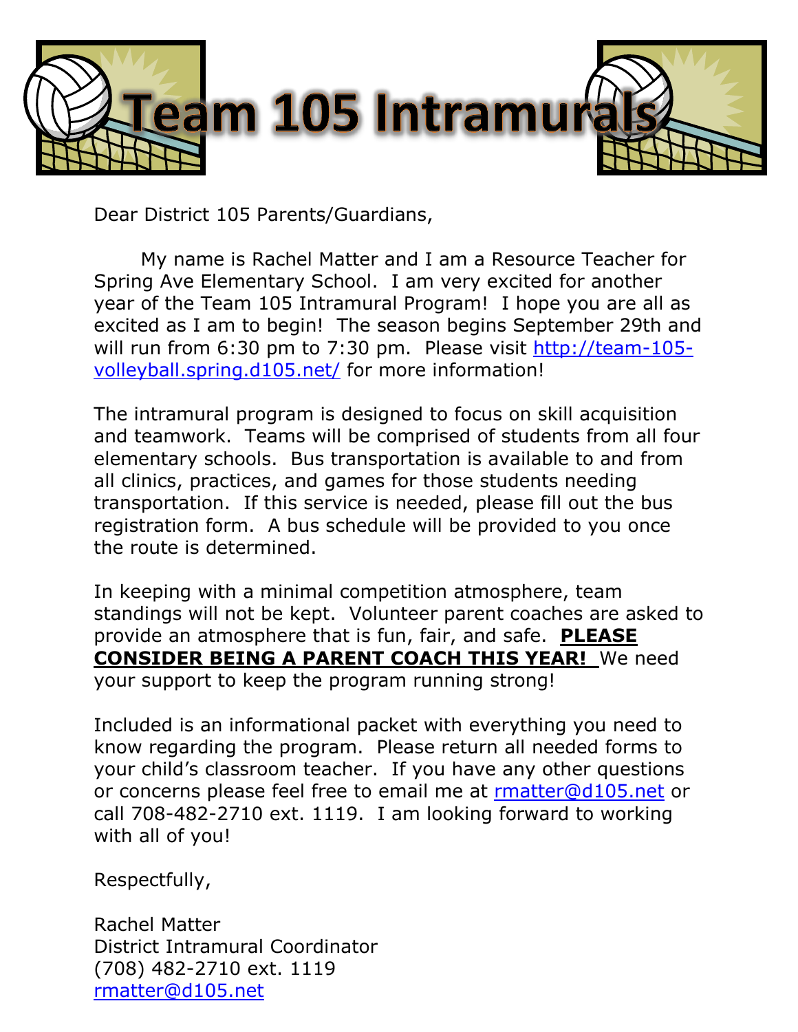# Team 105 Intramurals

Dear District 105 Parents/Guardians,

My name is Rachel Matter and I am a Resource Teacher for Spring Ave Elementary School. I am very excited for another year of the Team 105 Intramural Program! I hope you are all as excited as I am to begin! The season begins September 29th and will run from 6:30 pm to 7:30 pm. Please visit http://team-105-volleyball.spring.d105.net/ for more information!

The intramural program is designed to focus on skill acquisition and teamwork. Teams will be comprised of students from all four elementary schools. Bus transportation is available to and from all clinics, practices, and games for those students needing transportation. If this service is needed, please fill out the bus registration form. A bus schedule will be provided to you once the route is determined.

In keeping with a minimal competition atmosphere, team standings will not be kept. Volunteer parent coaches are asked to provide an atmosphere that is fun, fair, and safe. **PLEASE CONSIDER BEING A PARENT COACH THIS YEAR!** We need your support to keep the program running strong!

Included is an informational packet with everything you need to know regarding the program. Please return all needed forms to your child's classroom teacher. If you have any other questions or concerns please feel free to email me at rmatter@d105.net or call 708-482-2710 ext. 1119. I am looking forward to working with all of you!

Respectfully,

Rachel Matter
District Intramural Coordinator
(708) 482-2710 ext. 1119
rmatter@d105.net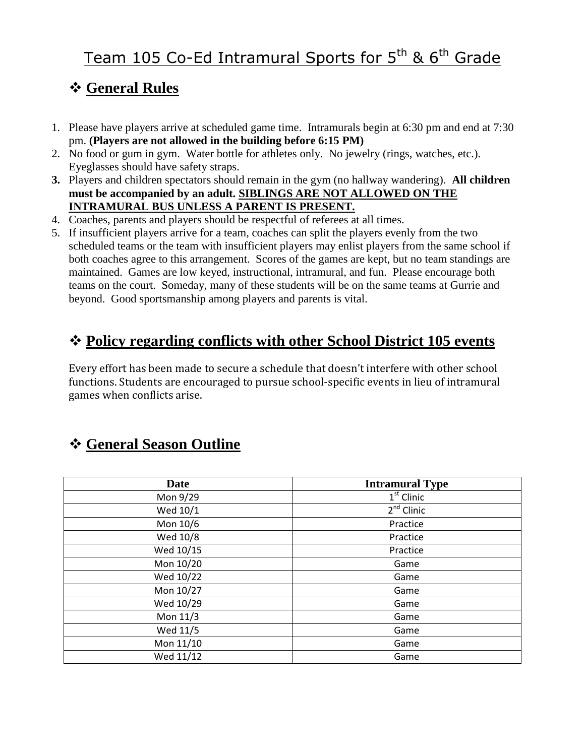# Team 105 Co-Ed Intramural Sports for 5th & 6th Grade

## ❖ General Rules

1. Please have players arrive at scheduled game time. Intramurals begin at 6:30 pm and end at 7:30 pm. **(Players are not allowed in the building before 6:15 PM)**
2. No food or gum in gym. Water bottle for athletes only. No jewelry (rings, watches, etc.). Eyeglasses should have safety straps.
3. Players and children spectators should remain in the gym (no hallway wandering). **All children must be accompanied by an adult. SIBLINGS ARE NOT ALLOWED ON THE INTRAMURAL BUS UNLESS A PARENT IS PRESENT.**
4. Coaches, parents and players should be respectful of referees at all times.
5. If insufficient players arrive for a team, coaches can split the players evenly from the two scheduled teams or the team with insufficient players may enlist players from the same school if both coaches agree to this arrangement. Scores of the games are kept, but no team standings are maintained. Games are low keyed, instructional, intramural, and fun. Please encourage both teams on the court. Someday, many of these students will be on the same teams at Gurrie and beyond. Good sportsmanship among players and parents is vital.

## ❖ Policy regarding conflicts with other School District 105 events

Every effort has been made to secure a schedule that doesn't interfere with other school functions. Students are encouraged to pursue school-specific events in lieu of intramural games when conflicts arise.

## ❖ General Season Outline

| Date | Intramural Type |
|---|---|
| Mon 9/29 | 1st Clinic |
| Wed 10/1 | 2nd Clinic |
| Mon 10/6 | Practice |
| Wed 10/8 | Practice |
| Wed 10/15 | Practice |
| Mon 10/20 | Game |
| Wed 10/22 | Game |
| Mon 10/27 | Game |
| Wed 10/29 | Game |
| Mon 11/3 | Game |
| Wed 11/5 | Game |
| Mon 11/10 | Game |
| Wed 11/12 | Game |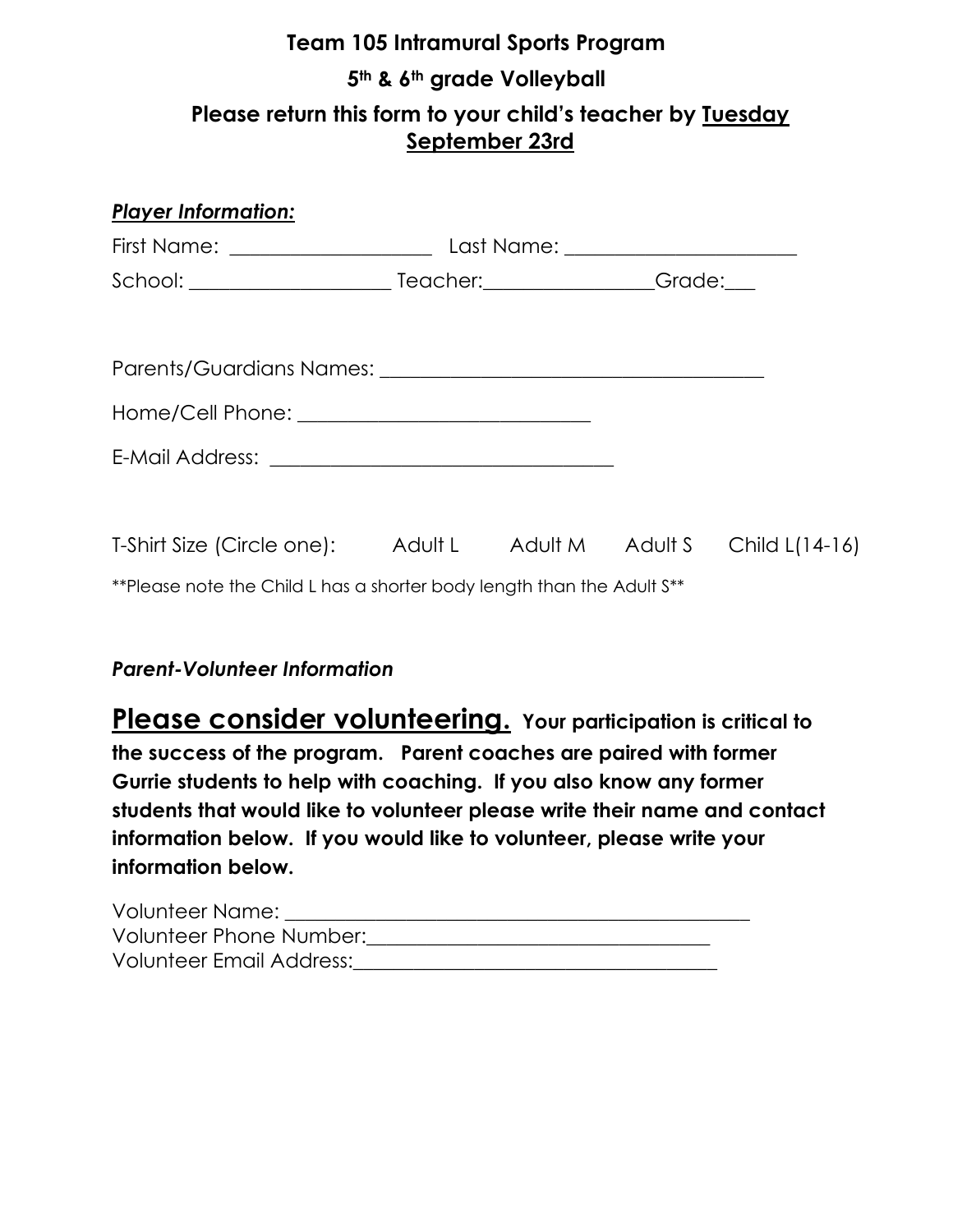# Team 105 Intramural Sports Program

## 5th & 6th grade Volleyball

### Please return this form to your child's teacher by <u>Tuesday September 23rd</u>

***<u>Player Information:</u>***

First Name: ____________________ Last Name: ______________________

School: ____________________ Teacher:________________Grade:___

Parents/Guardians Names: _____________________________________

Home/Cell Phone: ____________________________

E-Mail Address: _________________________________

T-Shirt Size (Circle one): Adult L Adult M Adult S Child L(14-16)

**Please note the Child L has a shorter body length than the Adult S**

***Parent-Volunteer Information***

**<u>Please consider volunteering.</u> Your participation is critical to the success of the program. Parent coaches are paired with former Gurrie students to help with coaching. If you also know any former students that would like to volunteer please write their name and contact information below. If you would like to volunteer, please write your information below.**

Volunteer Name: _______________________________________________

Volunteer Phone Number:__________________________________

Volunteer Email Address:___________________________________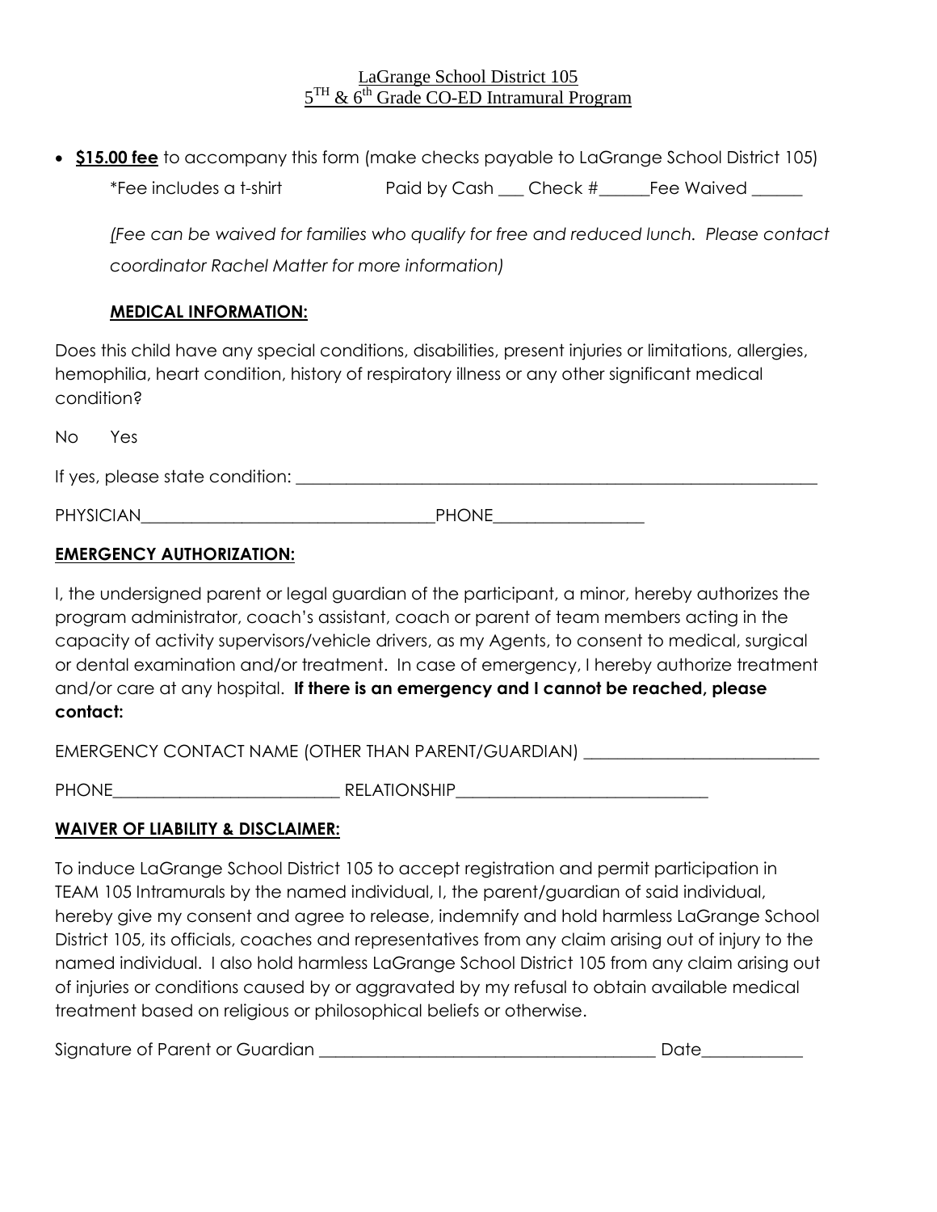LaGrange School District 105
$5^{TH}$ & $6^{th}$ Grade CO-ED Intramural Program

- **$15.00 fee** to accompany this form (make checks payable to LaGrange School District 105)

  *Fee includes a t-shirt Paid by Cash ___ Check #______Fee Waived ______

  *(Fee can be waived for families who qualify for free and reduced lunch. Please contact coordinator Rachel Matter for more information)*

  **MEDICAL INFORMATION:**

Does this child have any special conditions, disabilities, present injuries or limitations, allergies, hemophilia, heart condition, history of respiratory illness or any other significant medical condition?

No Yes

If yes, please state condition: ______________________________________________________________

PHYSICIAN___________________________________PHONE_________________

**EMERGENCY AUTHORIZATION:**

I, the undersigned parent or legal guardian of the participant, a minor, hereby authorizes the program administrator, coach's assistant, coach or parent of team members acting in the capacity of activity supervisors/vehicle drivers, as my Agents, to consent to medical, surgical or dental examination and/or treatment. In case of emergency, I hereby authorize treatment and/or care at any hospital. **If there is an emergency and I cannot be reached, please contact:**

EMERGENCY CONTACT NAME (OTHER THAN PARENT/GUARDIAN) ___________________________

PHONE___________________________ RELATIONSHIP______________________________

**WAIVER OF LIABILITY & DISCLAIMER:**

To induce LaGrange School District 105 to accept registration and permit participation in TEAM 105 Intramurals by the named individual, I, the parent/guardian of said individual, hereby give my consent and agree to release, indemnify and hold harmless LaGrange School District 105, its officials, coaches and representatives from any claim arising out of injury to the named individual. I also hold harmless LaGrange School District 105 from any claim arising out of injuries or conditions caused by or aggravated by my refusal to obtain available medical treatment based on religious or philosophical beliefs or otherwise.

Signature of Parent or Guardian ________________________________________ Date____________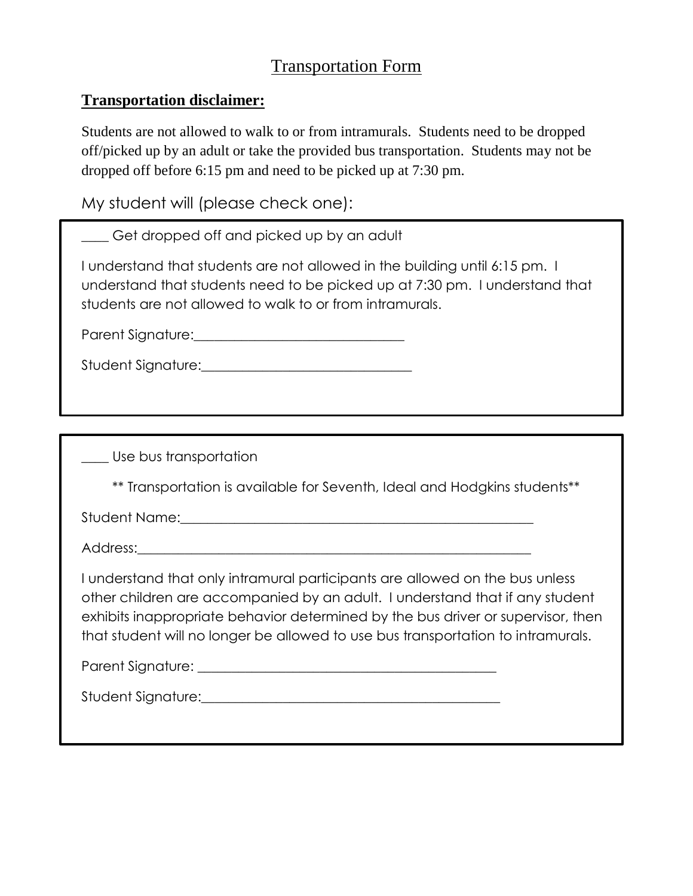# Transportation Form

**Transportation disclaimer:**

Students are not allowed to walk to or from intramurals. Students need to be dropped off/picked up by an adult or take the provided bus transportation. Students may not be dropped off before 6:15 pm and need to be picked up at 7:30 pm.

My student will (please check one):

____ Get dropped off and picked up by an adult

I understand that students are not allowed in the building until 6:15 pm. I understand that students need to be picked up at 7:30 pm. I understand that students are not allowed to walk to or from intramurals.

Parent Signature:______________________________

Student Signature:______________________________

____ Use bus transportation

** Transportation is available for Seventh, Ideal and Hodgkins students**

Student Name:_______________________________________________

Address:___________________________________________________

I understand that only intramural participants are allowed on the bus unless other children are accompanied by an adult. I understand that if any student exhibits inappropriate behavior determined by the bus driver or supervisor, then that student will no longer be allowed to use bus transportation to intramurals.

Parent Signature: ______________________________________

Student Signature:______________________________________